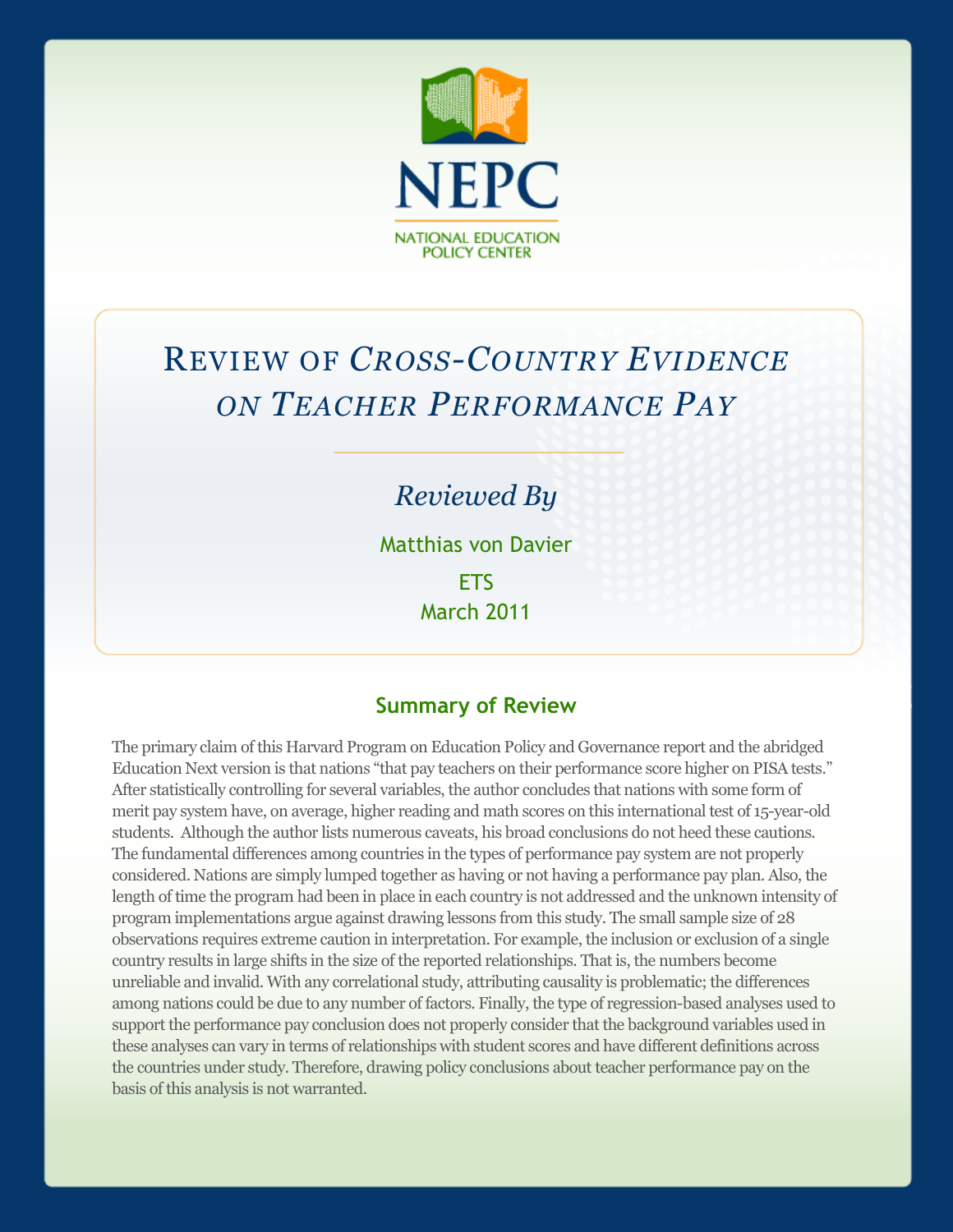NEPC

NATIONAL EDUCATION POLICY CENTER

# Review of *Cross-Country Evidence on Teacher Performance Pay*

*Reviewed By*

Matthias von Davier

ETS

March 2011

## Summary of Review

The primary claim of this Harvard Program on Education Policy and Governance report and the abridged Education Next version is that nations "that pay teachers on their performance score higher on PISA tests." After statistically controlling for several variables, the author concludes that nations with some form of merit pay system have, on average, higher reading and math scores on this international test of 15-year-old students. Although the author lists numerous caveats, his broad conclusions do not heed these cautions. The fundamental differences among countries in the types of performance pay system are not properly considered. Nations are simply lumped together as having or not having a performance pay plan. Also, the length of time the program had been in place in each country is not addressed and the unknown intensity of program implementations argue against drawing lessons from this study. The small sample size of 28 observations requires extreme caution in interpretation. For example, the inclusion or exclusion of a single country results in large shifts in the size of the reported relationships. That is, the numbers become unreliable and invalid. With any correlational study, attributing causality is problematic; the differences among nations could be due to any number of factors. Finally, the type of regression-based analyses used to support the performance pay conclusion does not properly consider that the background variables used in these analyses can vary in terms of relationships with student scores and have different definitions across the countries under study. Therefore, drawing policy conclusions about teacher performance pay on the basis of this analysis is not warranted.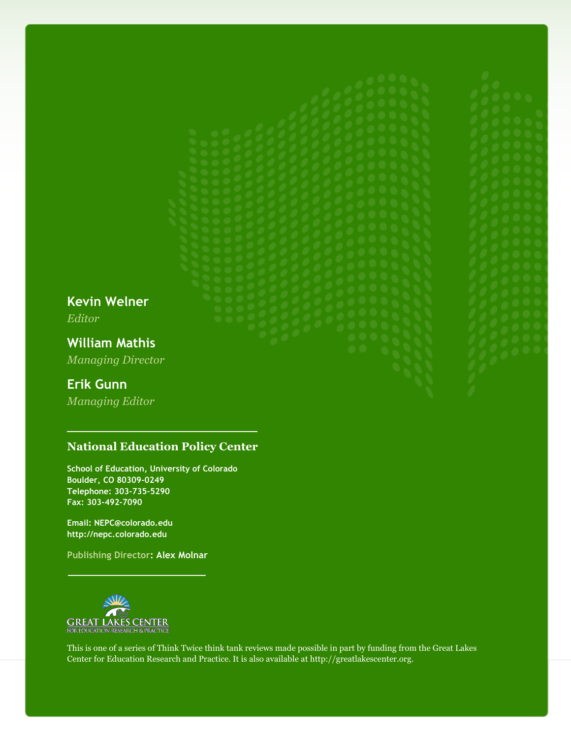**Kevin Welner**
*Editor*

**William Mathis**
*Managing Director*

**Erik Gunn**
*Managing Editor*

## National Education Policy Center

School of Education, University of Colorado
Boulder, CO 80309-0249
Telephone: 303-735-5290
Fax: 303-492-7090

Email: NEPC@colorado.edu
http://nepc.colorado.edu

Publishing Director: Alex Molnar

GREAT LAKES CENTER
FOR EDUCATION RESEARCH & PRACTICE

This is one of a series of Think Twice think tank reviews made possible in part by funding from the Great Lakes Center for Education Research and Practice. It is also available at http://greatlakescenter.org.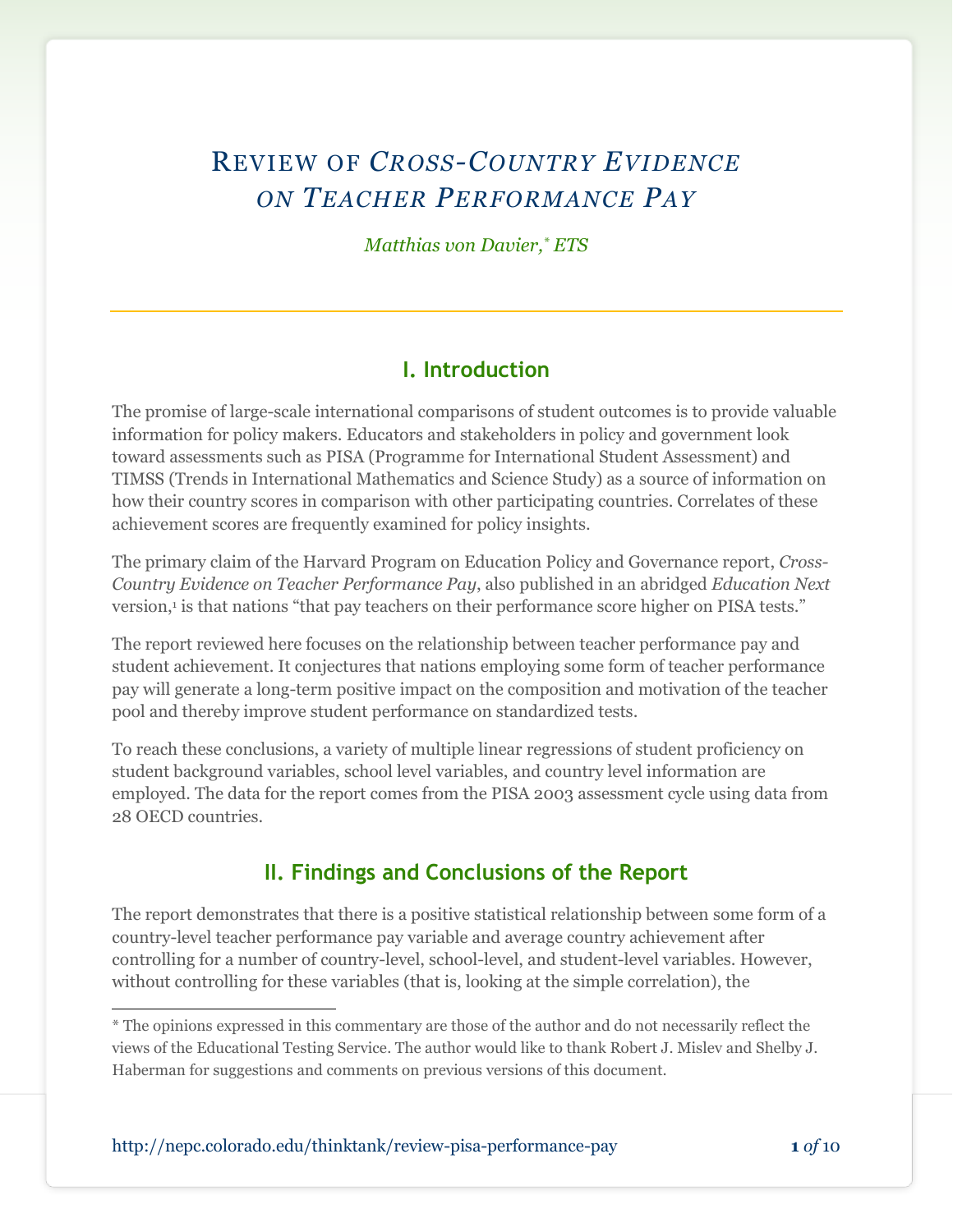# Review of *Cross-Country Evidence on Teacher Performance Pay*

*Matthias von Davier,\* ETS*

## I. Introduction

The promise of large-scale international comparisons of student outcomes is to provide valuable information for policy makers. Educators and stakeholders in policy and government look toward assessments such as PISA (Programme for International Student Assessment) and TIMSS (Trends in International Mathematics and Science Study) as a source of information on how their country scores in comparison with other participating countries. Correlates of these achievement scores are frequently examined for policy insights.

The primary claim of the Harvard Program on Education Policy and Governance report, *Cross-Country Evidence on Teacher Performance Pay*, also published in an abridged *Education Next* version,[1] is that nations "that pay teachers on their performance score higher on PISA tests."

The report reviewed here focuses on the relationship between teacher performance pay and student achievement. It conjectures that nations employing some form of teacher performance pay will generate a long-term positive impact on the composition and motivation of the teacher pool and thereby improve student performance on standardized tests.

To reach these conclusions, a variety of multiple linear regressions of student proficiency on student background variables, school level variables, and country level information are employed. The data for the report comes from the PISA 2003 assessment cycle using data from 28 OECD countries.

## II. Findings and Conclusions of the Report

The report demonstrates that there is a positive statistical relationship between some form of a country-level teacher performance pay variable and average country achievement after controlling for a number of country-level, school-level, and student-level variables. However, without controlling for these variables (that is, looking at the simple correlation), the

---

\* The opinions expressed in this commentary are those of the author and do not necessarily reflect the views of the Educational Testing Service. The author would like to thank Robert J. Mislev and Shelby J. Haberman for suggestions and comments on previous versions of this document.

http://nepc.colorado.edu/thinktank/review-pisa-performance-pay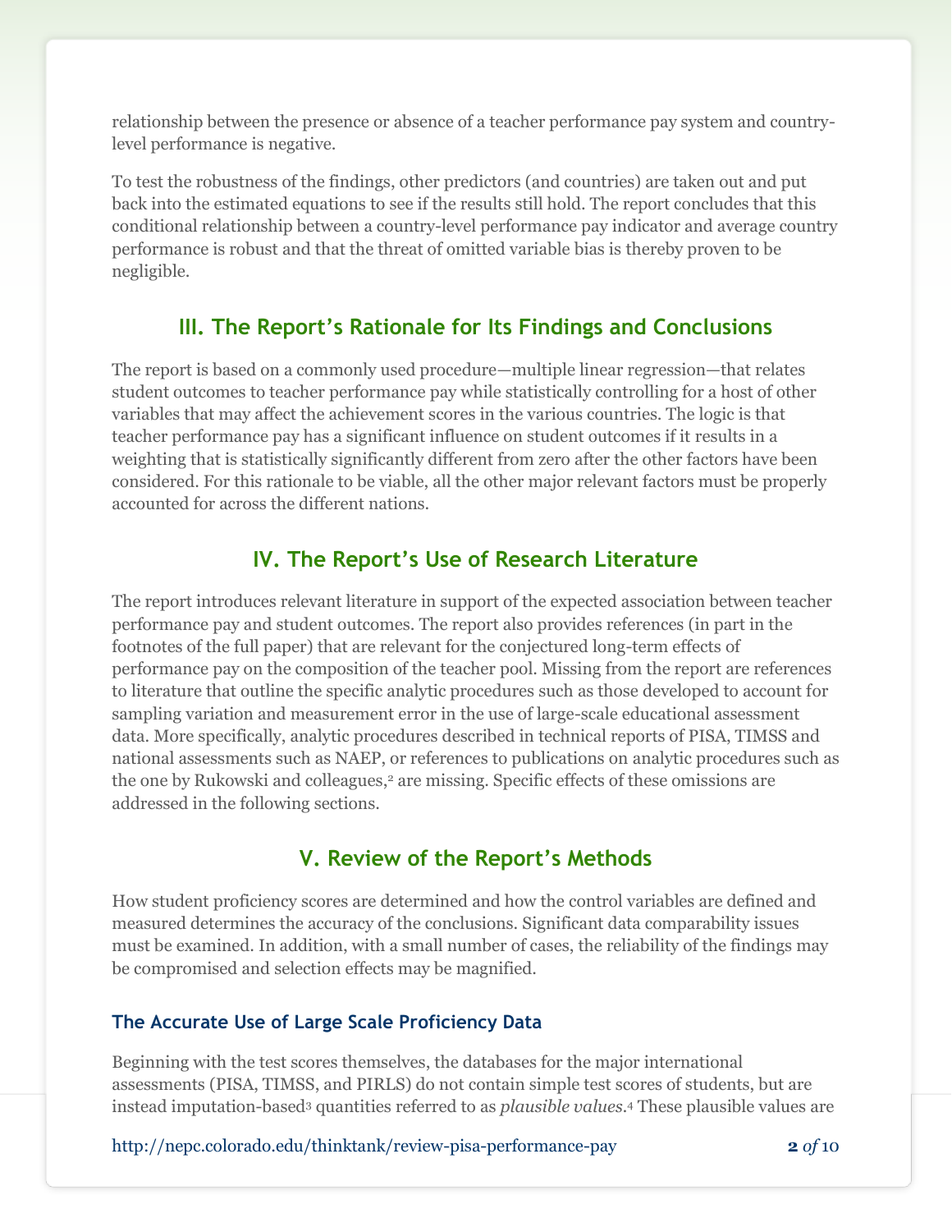relationship between the presence or absence of a teacher performance pay system and country-level performance is negative.

To test the robustness of the findings, other predictors (and countries) are taken out and put back into the estimated equations to see if the results still hold. The report concludes that this conditional relationship between a country-level performance pay indicator and average country performance is robust and that the threat of omitted variable bias is thereby proven to be negligible.

## III. The Report's Rationale for Its Findings and Conclusions

The report is based on a commonly used procedure—multiple linear regression—that relates student outcomes to teacher performance pay while statistically controlling for a host of other variables that may affect the achievement scores in the various countries. The logic is that teacher performance pay has a significant influence on student outcomes if it results in a weighting that is statistically significantly different from zero after the other factors have been considered. For this rationale to be viable, all the other major relevant factors must be properly accounted for across the different nations.

## IV. The Report's Use of Research Literature

The report introduces relevant literature in support of the expected association between teacher performance pay and student outcomes. The report also provides references (in part in the footnotes of the full paper) that are relevant for the conjectured long-term effects of performance pay on the composition of the teacher pool. Missing from the report are references to literature that outline the specific analytic procedures such as those developed to account for sampling variation and measurement error in the use of large-scale educational assessment data. More specifically, analytic procedures described in technical reports of PISA, TIMSS and national assessments such as NAEP, or references to publications on analytic procedures such as the one by Rukowski and colleagues,[2] are missing. Specific effects of these omissions are addressed in the following sections.

## V. Review of the Report's Methods

How student proficiency scores are determined and how the control variables are defined and measured determines the accuracy of the conclusions. Significant data comparability issues must be examined. In addition, with a small number of cases, the reliability of the findings may be compromised and selection effects may be magnified.

### The Accurate Use of Large Scale Proficiency Data

Beginning with the test scores themselves, the databases for the major international assessments (PISA, TIMSS, and PIRLS) do not contain simple test scores of students, but are instead imputation-based[3] quantities referred to as *plausible values*.[4] These plausible values are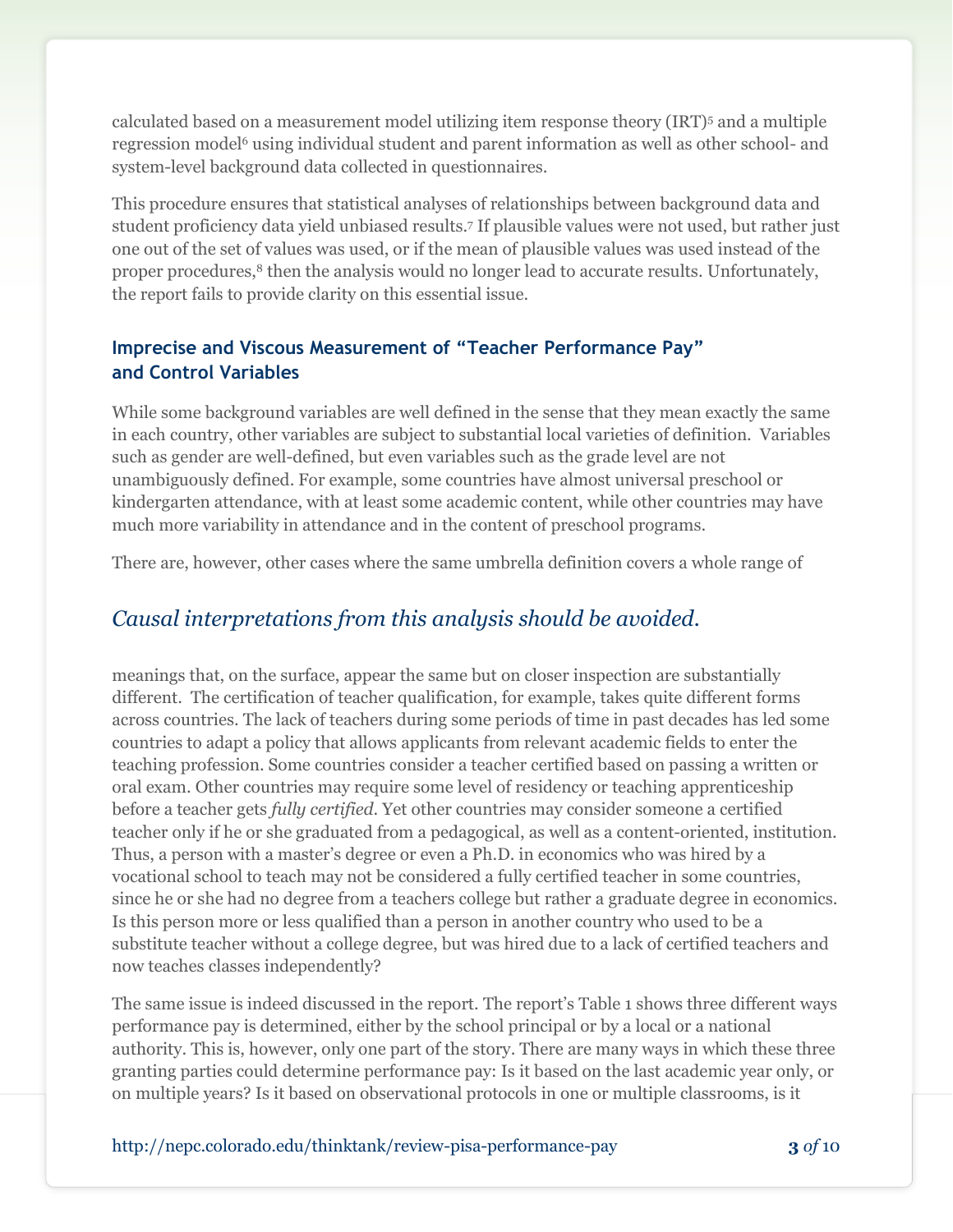calculated based on a measurement model utilizing item response theory (IRT)[5] and a multiple regression model[6] using individual student and parent information as well as other school- and system-level background data collected in questionnaires.

This procedure ensures that statistical analyses of relationships between background data and student proficiency data yield unbiased results.[7] If plausible values were not used, but rather just one out of the set of values was used, or if the mean of plausible values was used instead of the proper procedures,[8] then the analysis would no longer lead to accurate results. Unfortunately, the report fails to provide clarity on this essential issue.

### Imprecise and Viscous Measurement of "Teacher Performance Pay" and Control Variables

While some background variables are well defined in the sense that they mean exactly the same in each country, other variables are subject to substantial local varieties of definition. Variables such as gender are well-defined, but even variables such as the grade level are not unambiguously defined. For example, some countries have almost universal preschool or kindergarten attendance, with at least some academic content, while other countries may have much more variability in attendance and in the content of preschool programs.

There are, however, other cases where the same umbrella definition covers a whole range of meanings that, on the surface, appear the same but on closer inspection are substantially different. The certification of teacher qualification, for example, takes quite different forms across countries. The lack of teachers during some periods of time in past decades has led some countries to adapt a policy that allows applicants from relevant academic fields to enter the teaching profession. Some countries consider a teacher certified based on passing a written or oral exam. Other countries may require some level of residency or teaching apprenticeship before a teacher gets *fully certified*. Yet other countries may consider someone a certified teacher only if he or she graduated from a pedagogical, as well as a content-oriented, institution. Thus, a person with a master's degree or even a Ph.D. in economics who was hired by a vocational school to teach may not be considered a fully certified teacher in some countries, since he or she had no degree from a teachers college but rather a graduate degree in economics. Is this person more or less qualified than a person in another country who used to be a substitute teacher without a college degree, but was hired due to a lack of certified teachers and now teaches classes independently?

*Causal interpretations from this analysis should be avoided.*

The same issue is indeed discussed in the report. The report's Table 1 shows three different ways performance pay is determined, either by the school principal or by a local or a national authority. This is, however, only one part of the story. There are many ways in which these three granting parties could determine performance pay: Is it based on the last academic year only, or on multiple years? Is it based on observational protocols in one or multiple classrooms, is it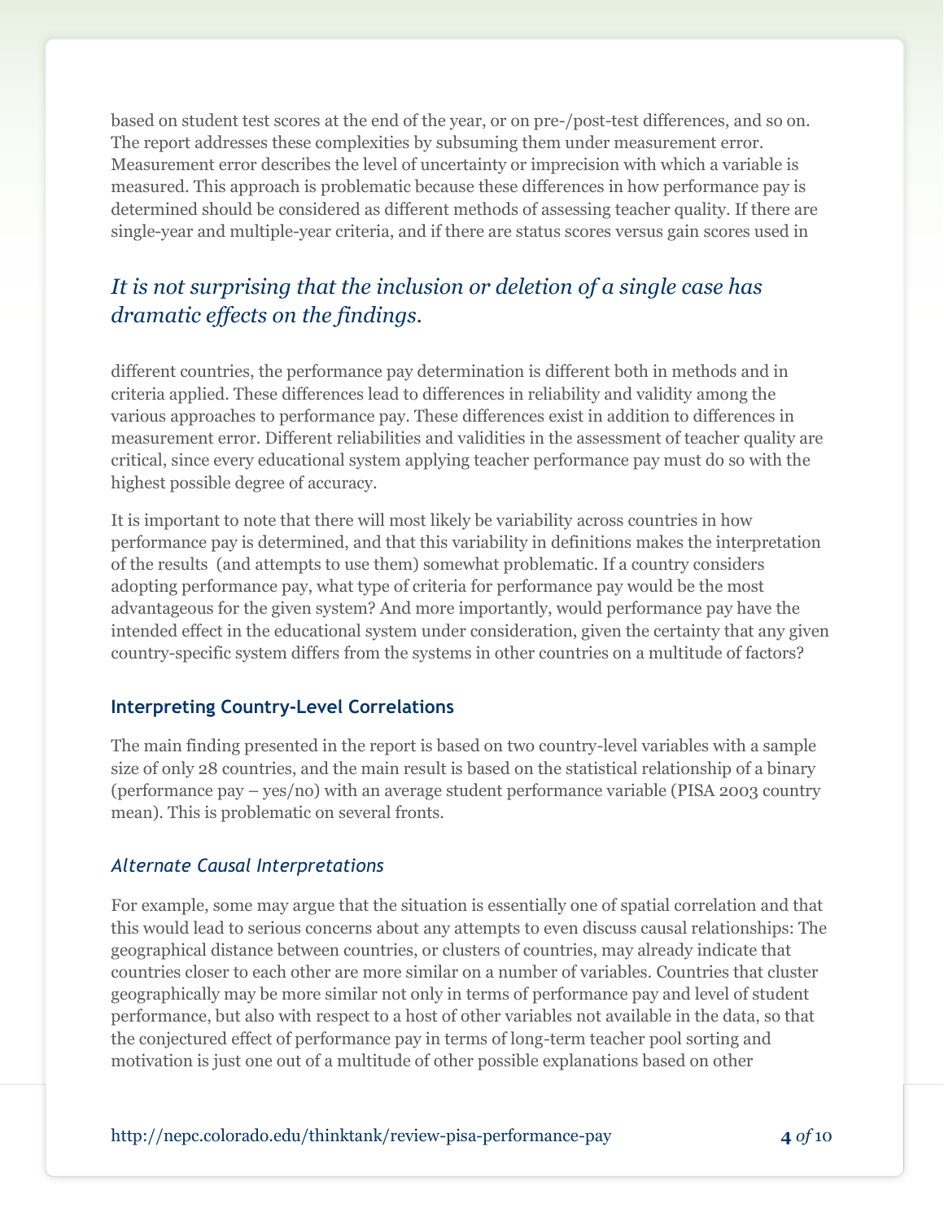based on student test scores at the end of the year, or on pre-/post-test differences, and so on. The report addresses these complexities by subsuming them under measurement error. Measurement error describes the level of uncertainty or imprecision with which a variable is measured. This approach is problematic because these differences in how performance pay is determined should be considered as different methods of assessing teacher quality. If there are single-year and multiple-year criteria, and if there are status scores versus gain scores used in different countries, the performance pay determination is different both in methods and in criteria applied. These differences lead to differences in reliability and validity among the various approaches to performance pay. These differences exist in addition to differences in measurement error. Different reliabilities and validities in the assessment of teacher quality are critical, since every educational system applying teacher performance pay must do so with the highest possible degree of accuracy.

> *It is not surprising that the inclusion or deletion of a single case has dramatic effects on the findings.*

It is important to note that there will most likely be variability across countries in how performance pay is determined, and that this variability in definitions makes the interpretation of the results (and attempts to use them) somewhat problematic. If a country considers adopting performance pay, what type of criteria for performance pay would be the most advantageous for the given system? And more importantly, would performance pay have the intended effect in the educational system under consideration, given the certainty that any given country-specific system differs from the systems in other countries on a multitude of factors?

### Interpreting Country-Level Correlations

The main finding presented in the report is based on two country-level variables with a sample size of only 28 countries, and the main result is based on the statistical relationship of a binary (performance pay – yes/no) with an average student performance variable (PISA 2003 country mean). This is problematic on several fronts.

#### *Alternate Causal Interpretations*

For example, some may argue that the situation is essentially one of spatial correlation and that this would lead to serious concerns about any attempts to even discuss causal relationships: The geographical distance between countries, or clusters of countries, may already indicate that countries closer to each other are more similar on a number of variables. Countries that cluster geographically may be more similar not only in terms of performance pay and level of student performance, but also with respect to a host of other variables not available in the data, so that the conjectured effect of performance pay in terms of long-term teacher pool sorting and motivation is just one out of a multitude of other possible explanations based on other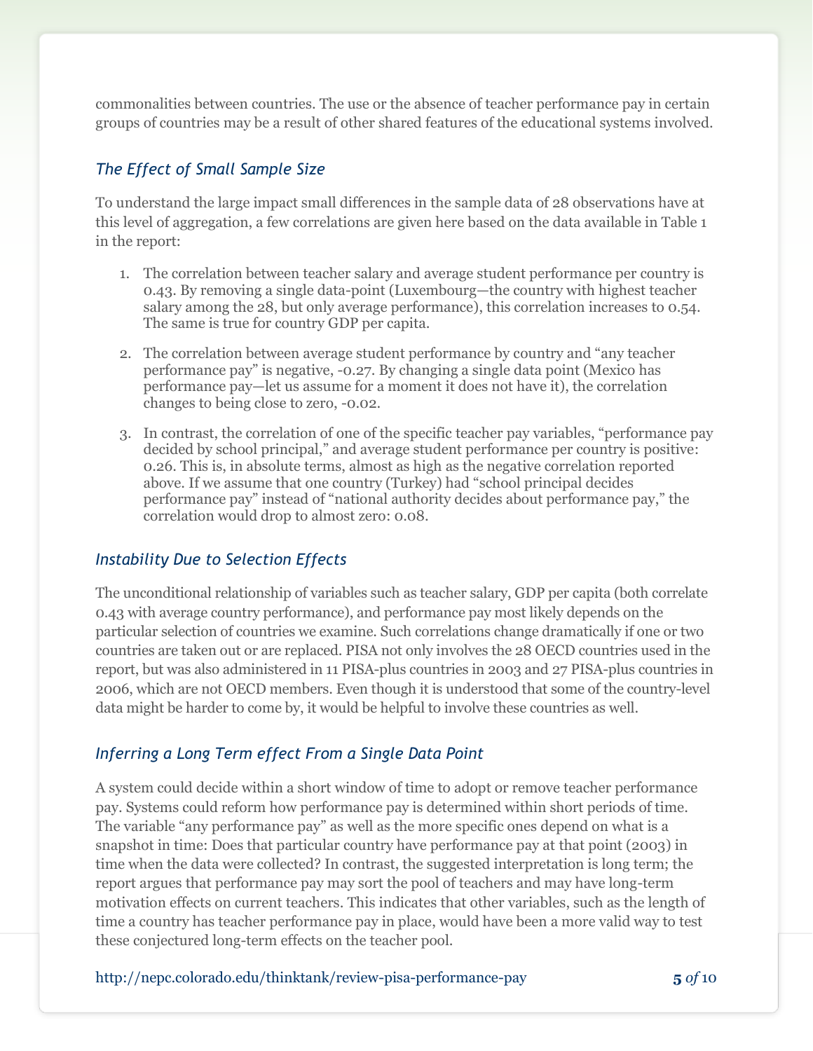commonalities between countries. The use or the absence of teacher performance pay in certain groups of countries may be a result of other shared features of the educational systems involved.

### *The Effect of Small Sample Size*

To understand the large impact small differences in the sample data of 28 observations have at this level of aggregation, a few correlations are given here based on the data available in Table 1 in the report:

1. The correlation between teacher salary and average student performance per country is 0.43. By removing a single data-point (Luxembourg—the country with highest teacher salary among the 28, but only average performance), this correlation increases to 0.54. The same is true for country GDP per capita.

2. The correlation between average student performance by country and "any teacher performance pay" is negative, -0.27. By changing a single data point (Mexico has performance pay—let us assume for a moment it does not have it), the correlation changes to being close to zero, -0.02.

3. In contrast, the correlation of one of the specific teacher pay variables, "performance pay decided by school principal," and average student performance per country is positive: 0.26. This is, in absolute terms, almost as high as the negative correlation reported above. If we assume that one country (Turkey) had "school principal decides performance pay" instead of "national authority decides about performance pay," the correlation would drop to almost zero: 0.08.

### *Instability Due to Selection Effects*

The unconditional relationship of variables such as teacher salary, GDP per capita (both correlate 0.43 with average country performance), and performance pay most likely depends on the particular selection of countries we examine. Such correlations change dramatically if one or two countries are taken out or are replaced. PISA not only involves the 28 OECD countries used in the report, but was also administered in 11 PISA-plus countries in 2003 and 27 PISA-plus countries in 2006, which are not OECD members. Even though it is understood that some of the country-level data might be harder to come by, it would be helpful to involve these countries as well.

### *Inferring a Long Term effect From a Single Data Point*

A system could decide within a short window of time to adopt or remove teacher performance pay. Systems could reform how performance pay is determined within short periods of time. The variable "any performance pay" as well as the more specific ones depend on what is a snapshot in time: Does that particular country have performance pay at that point (2003) in time when the data were collected? In contrast, the suggested interpretation is long term; the report argues that performance pay may sort the pool of teachers and may have long-term motivation effects on current teachers. This indicates that other variables, such as the length of time a country has teacher performance pay in place, would have been a more valid way to test these conjectured long-term effects on the teacher pool.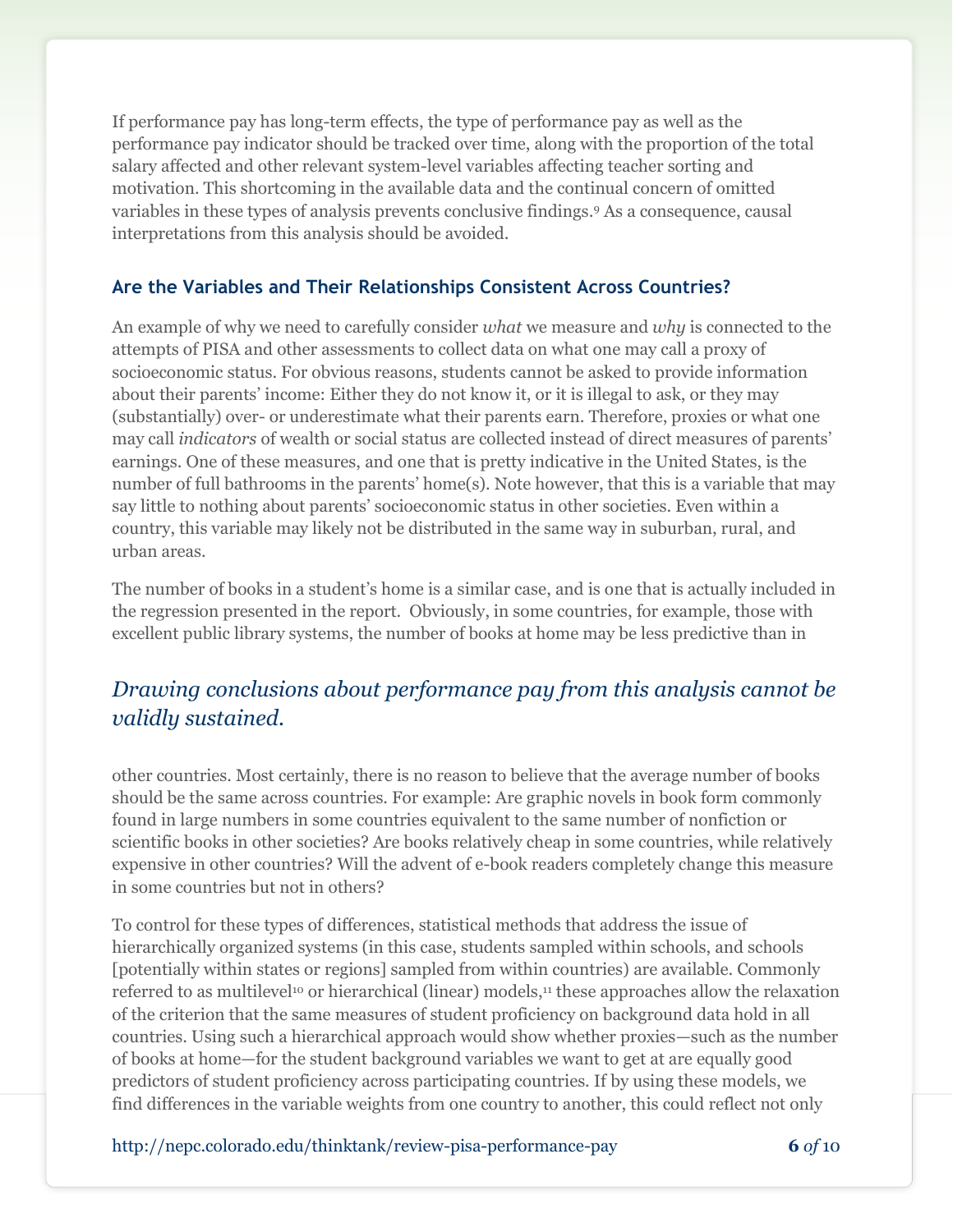If performance pay has long-term effects, the type of performance pay as well as the performance pay indicator should be tracked over time, along with the proportion of the total salary affected and other relevant system-level variables affecting teacher sorting and motivation. This shortcoming in the available data and the continual concern of omitted variables in these types of analysis prevents conclusive findings.[9] As a consequence, causal interpretations from this analysis should be avoided.

### Are the Variables and Their Relationships Consistent Across Countries?

An example of why we need to carefully consider *what* we measure and *why* is connected to the attempts of PISA and other assessments to collect data on what one may call a proxy of socioeconomic status. For obvious reasons, students cannot be asked to provide information about their parents' income: Either they do not know it, or it is illegal to ask, or they may (substantially) over- or underestimate what their parents earn. Therefore, proxies or what one may call *indicators* of wealth or social status are collected instead of direct measures of parents' earnings. One of these measures, and one that is pretty indicative in the United States, is the number of full bathrooms in the parents' home(s). Note however, that this is a variable that may say little to nothing about parents' socioeconomic status in other societies. Even within a country, this variable may likely not be distributed in the same way in suburban, rural, and urban areas.

The number of books in a student's home is a similar case, and is one that is actually included in the regression presented in the report. Obviously, in some countries, for example, those with excellent public library systems, the number of books at home may be less predictive than in other countries. Most certainly, there is no reason to believe that the average number of books should be the same across countries. For example: Are graphic novels in book form commonly found in large numbers in some countries equivalent to the same number of nonfiction or scientific books in other societies? Are books relatively cheap in some countries, while relatively expensive in other countries? Will the advent of e-book readers completely change this measure in some countries but not in others?

*Drawing conclusions about performance pay from this analysis cannot be validly sustained.*

To control for these types of differences, statistical methods that address the issue of hierarchically organized systems (in this case, students sampled within schools, and schools [potentially within states or regions] sampled from within countries) are available. Commonly referred to as multilevel[10] or hierarchical (linear) models,[11] these approaches allow the relaxation of the criterion that the same measures of student proficiency on background data hold in all countries. Using such a hierarchical approach would show whether proxies—such as the number of books at home—for the student background variables we want to get at are equally good predictors of student proficiency across participating countries. If by using these models, we find differences in the variable weights from one country to another, this could reflect not only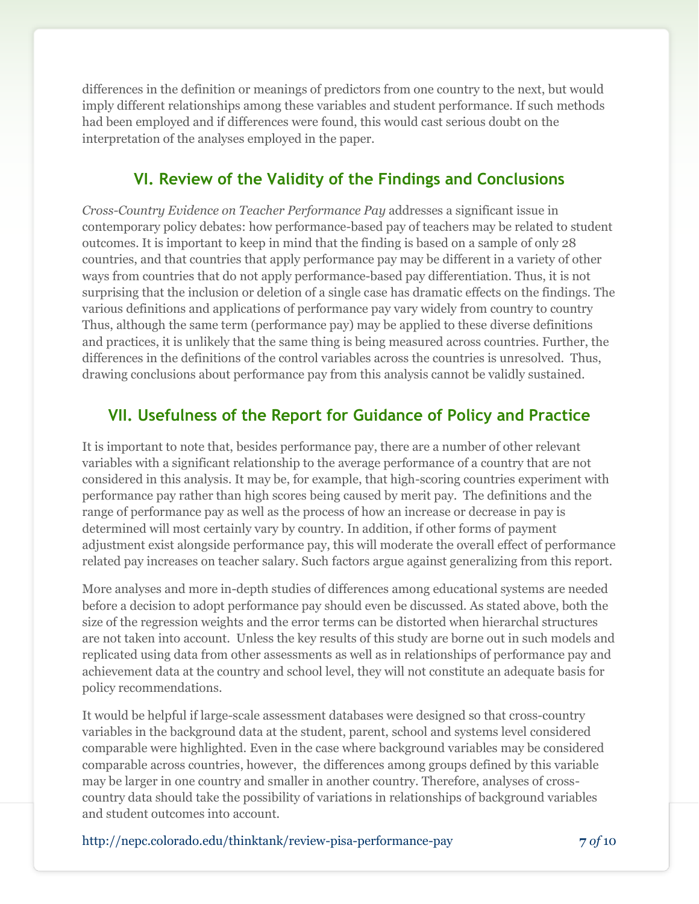differences in the definition or meanings of predictors from one country to the next, but would imply different relationships among these variables and student performance. If such methods had been employed and if differences were found, this would cast serious doubt on the interpretation of the analyses employed in the paper.

## VI. Review of the Validity of the Findings and Conclusions

*Cross-Country Evidence on Teacher Performance Pay* addresses a significant issue in contemporary policy debates: how performance-based pay of teachers may be related to student outcomes. It is important to keep in mind that the finding is based on a sample of only 28 countries, and that countries that apply performance pay may be different in a variety of other ways from countries that do not apply performance-based pay differentiation. Thus, it is not surprising that the inclusion or deletion of a single case has dramatic effects on the findings. The various definitions and applications of performance pay vary widely from country to country Thus, although the same term (performance pay) may be applied to these diverse definitions and practices, it is unlikely that the same thing is being measured across countries. Further, the differences in the definitions of the control variables across the countries is unresolved. Thus, drawing conclusions about performance pay from this analysis cannot be validly sustained.

## VII. Usefulness of the Report for Guidance of Policy and Practice

It is important to note that, besides performance pay, there are a number of other relevant variables with a significant relationship to the average performance of a country that are not considered in this analysis. It may be, for example, that high-scoring countries experiment with performance pay rather than high scores being caused by merit pay. The definitions and the range of performance pay as well as the process of how an increase or decrease in pay is determined will most certainly vary by country. In addition, if other forms of payment adjustment exist alongside performance pay, this will moderate the overall effect of performance related pay increases on teacher salary. Such factors argue against generalizing from this report.

More analyses and more in-depth studies of differences among educational systems are needed before a decision to adopt performance pay should even be discussed. As stated above, both the size of the regression weights and the error terms can be distorted when hierarchal structures are not taken into account. Unless the key results of this study are borne out in such models and replicated using data from other assessments as well as in relationships of performance pay and achievement data at the country and school level, they will not constitute an adequate basis for policy recommendations.

It would be helpful if large-scale assessment databases were designed so that cross-country variables in the background data at the student, parent, school and systems level considered comparable were highlighted. Even in the case where background variables may be considered comparable across countries, however, the differences among groups defined by this variable may be larger in one country and smaller in another country. Therefore, analyses of cross-country data should take the possibility of variations in relationships of background variables and student outcomes into account.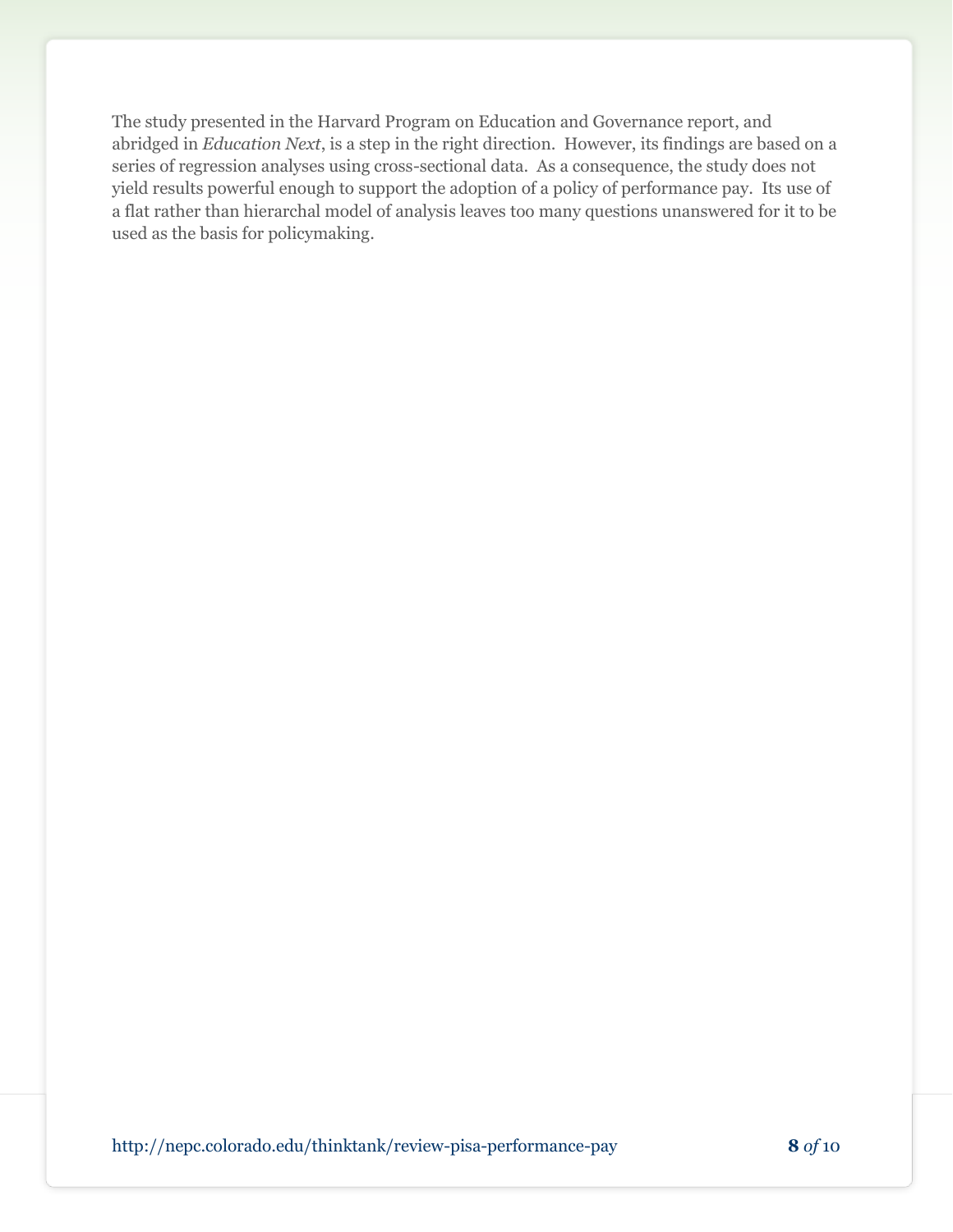The study presented in the Harvard Program on Education and Governance report, and abridged in *Education Next*, is a step in the right direction. However, its findings are based on a series of regression analyses using cross-sectional data. As a consequence, the study does not yield results powerful enough to support the adoption of a policy of performance pay. Its use of a flat rather than hierarchal model of analysis leaves too many questions unanswered for it to be used as the basis for policymaking.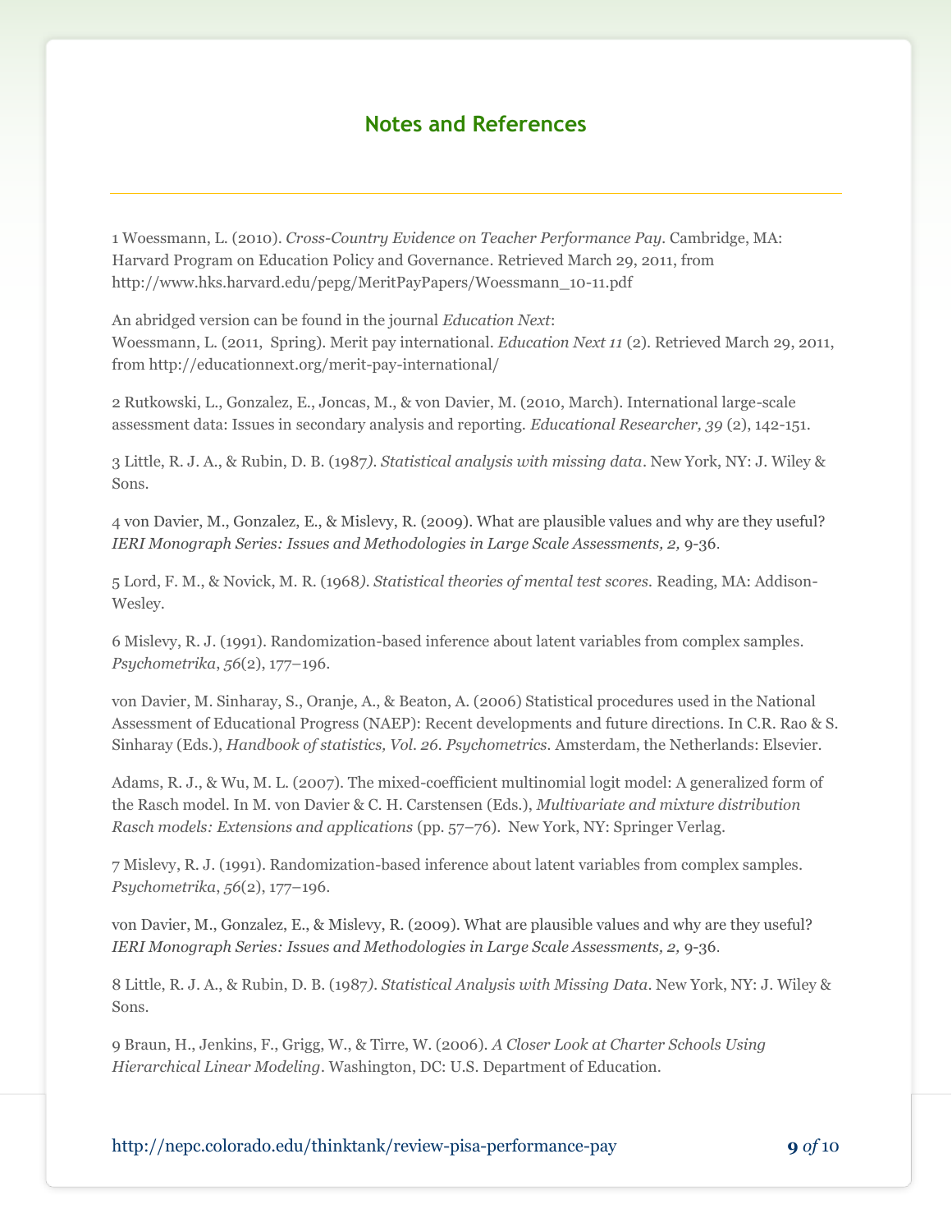## Notes and References

1 Woessmann, L. (2010). *Cross-Country Evidence on Teacher Performance Pay*. Cambridge, MA: Harvard Program on Education Policy and Governance. Retrieved March 29, 2011, from http://www.hks.harvard.edu/pepg/MeritPayPapers/Woessmann_10-11.pdf

An abridged version can be found in the journal *Education Next*:
Woessmann, L. (2011, Spring). Merit pay international. *Education Next 11* (2). Retrieved March 29, 2011, from http://educationnext.org/merit-pay-international/

2 Rutkowski, L., Gonzalez, E., Joncas, M., & von Davier, M. (2010, March). International large-scale assessment data: Issues in secondary analysis and reporting. *Educational Researcher, 39* (2), 142-151.

3 Little, R. J. A., & Rubin, D. B. (1987*). Statistical analysis with missing data*. New York, NY: J. Wiley & Sons.

4 von Davier, M., Gonzalez, E., & Mislevy, R. (2009). What are plausible values and why are they useful? *IERI Monograph Series: Issues and Methodologies in Large Scale Assessments, 2,* 9-36.

5 Lord, F. M., & Novick, M. R. (1968*). Statistical theories of mental test scores.* Reading, MA: Addison-Wesley.

6 Mislevy, R. J. (1991). Randomization-based inference about latent variables from complex samples. *Psychometrika*, *56*(2), 177–196.

von Davier, M. Sinharay, S., Oranje, A., & Beaton, A. (2006) Statistical procedures used in the National Assessment of Educational Progress (NAEP): Recent developments and future directions. In C.R. Rao & S. Sinharay (Eds.), *Handbook of statistics, Vol. 26. Psychometrics*. Amsterdam, the Netherlands: Elsevier.

Adams, R. J., & Wu, M. L. (2007). The mixed-coefficient multinomial logit model: A generalized form of the Rasch model. In M. von Davier & C. H. Carstensen (Eds.), *Multivariate and mixture distribution Rasch models: Extensions and applications* (pp. 57–76). New York, NY: Springer Verlag.

7 Mislevy, R. J. (1991). Randomization-based inference about latent variables from complex samples. *Psychometrika*, *56*(2), 177–196.

von Davier, M., Gonzalez, E., & Mislevy, R. (2009). What are plausible values and why are they useful? *IERI Monograph Series: Issues and Methodologies in Large Scale Assessments, 2,* 9-36.

8 Little, R. J. A., & Rubin, D. B. (1987*). Statistical Analysis with Missing Data*. New York, NY: J. Wiley & Sons.

9 Braun, H., Jenkins, F., Grigg, W., & Tirre, W. (2006). *A Closer Look at Charter Schools Using Hierarchical Linear Modeling*. Washington, DC: U.S. Department of Education.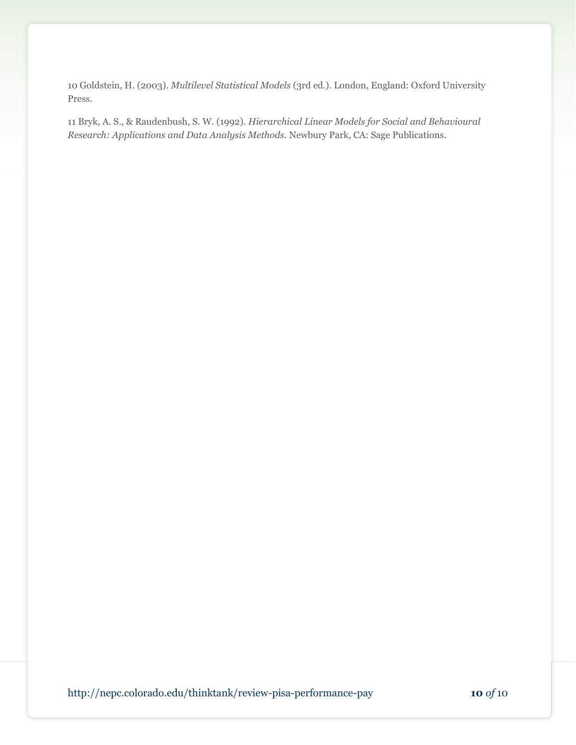10 Goldstein, H. (2003). *Multilevel Statistical Models* (3rd ed.). London, England: Oxford University Press.

11 Bryk, A. S., & Raudenbush, S. W. (1992). *Hierarchical Linear Models for Social and Behavioural Research: Applications and Data Analysis Methods*. Newbury Park, CA: Sage Publications.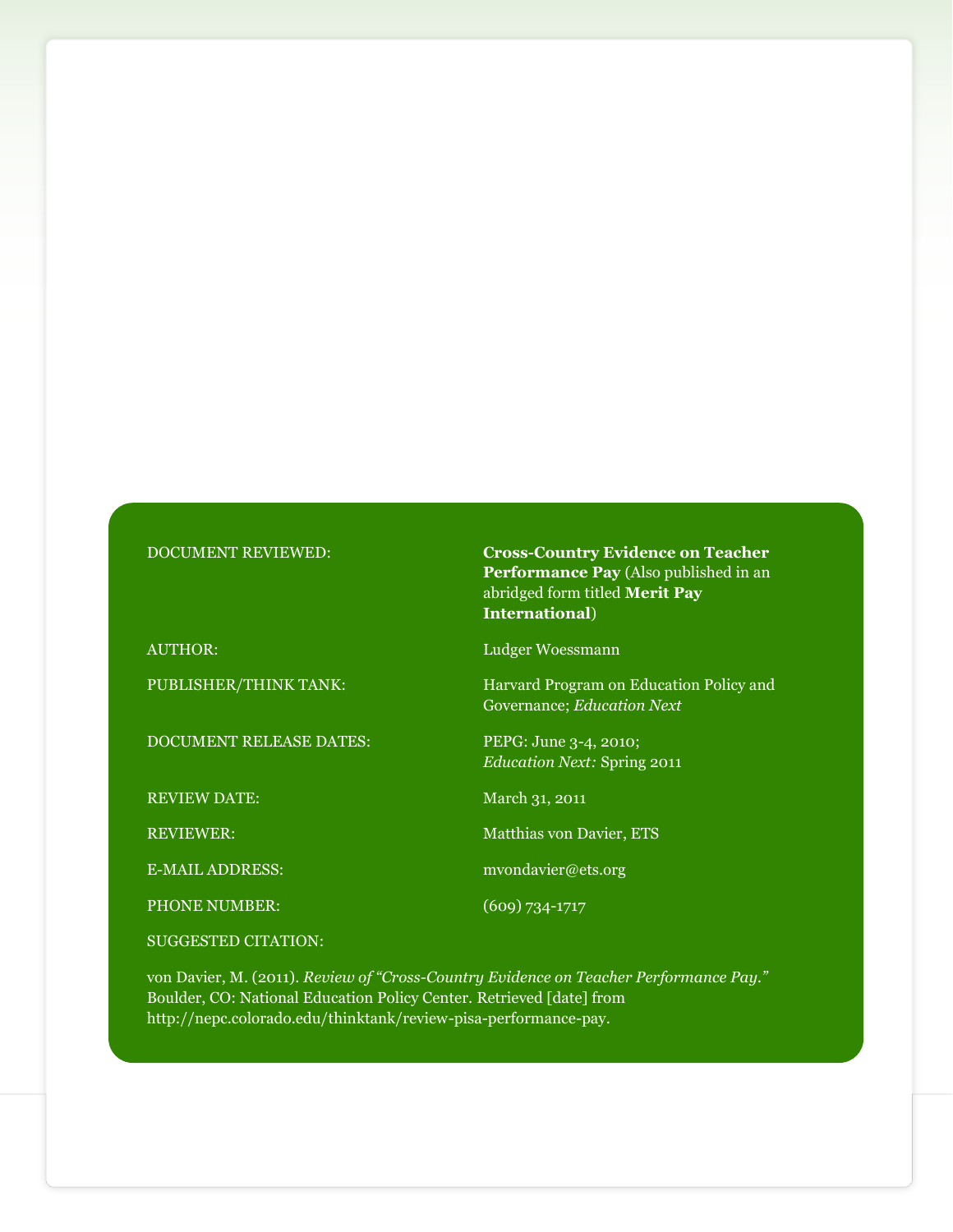| | |
|---|---|
| DOCUMENT REVIEWED: | **Cross-Country Evidence on Teacher Performance Pay** (Also published in an abridged form titled **Merit Pay International**) |
| AUTHOR: | Ludger Woessmann |
| PUBLISHER/THINK TANK: | Harvard Program on Education Policy and Governance; *Education Next* |
| DOCUMENT RELEASE DATES: | PEPG: June 3-4, 2010; *Education Next:* Spring 2011 |
| REVIEW DATE: | March 31, 2011 |
| REVIEWER: | Matthias von Davier, ETS |
| E-MAIL ADDRESS: | mvondavier@ets.org |
| PHONE NUMBER: | (609) 734-1717 |

SUGGESTED CITATION:

von Davier, M. (2011). *Review of "Cross-Country Evidence on Teacher Performance Pay."* Boulder, CO: National Education Policy Center. Retrieved [date] from http://nepc.colorado.edu/thinktank/review-pisa-performance-pay.